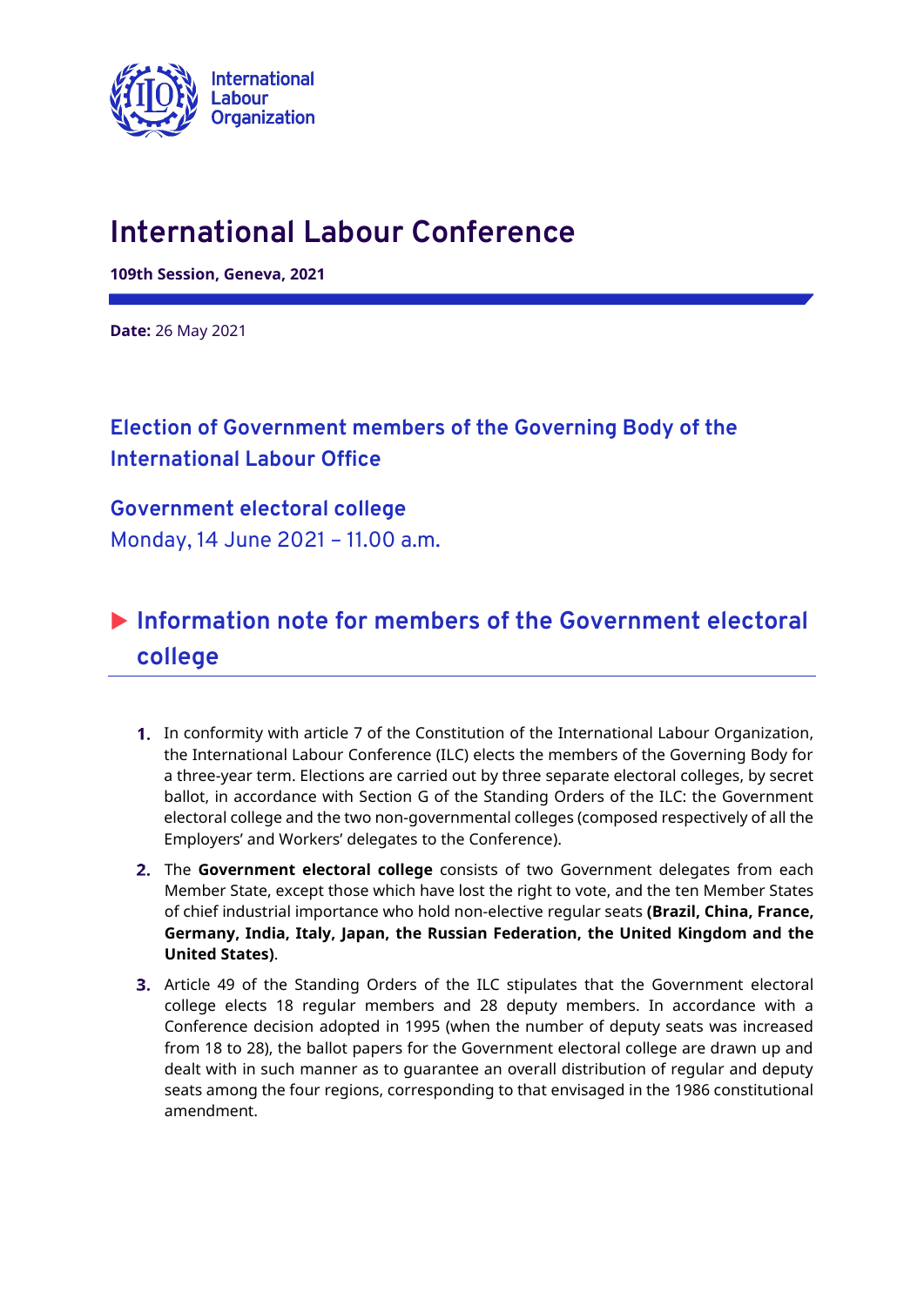# International Labour Conference

**109th Session, Geneva, 2021**

**Date:** 26 May 2021

## Election of Government members of the Governing Body of the International Labour Office

### Government electoral college

Monday, 14 June 2021 – 11.00 a.m.

## ▶ Information note for members of the Government electoral college

1. In conformity with article 7 of the Constitution of the International Labour Organization, the International Labour Conference (ILC) elects the members of the Governing Body for a three-year term. Elections are carried out by three separate electoral colleges, by secret ballot, in accordance with Section G of the Standing Orders of the ILC: the Government electoral college and the two non-governmental colleges (composed respectively of all the Employers' and Workers' delegates to the Conference).

2. The **Government electoral college** consists of two Government delegates from each Member State, except those which have lost the right to vote, and the ten Member States of chief industrial importance who hold non-elective regular seats **(Brazil, China, France, Germany, India, Italy, Japan, the Russian Federation, the United Kingdom and the United States)**.

3. Article 49 of the Standing Orders of the ILC stipulates that the Government electoral college elects 18 regular members and 28 deputy members. In accordance with a Conference decision adopted in 1995 (when the number of deputy seats was increased from 18 to 28), the ballot papers for the Government electoral college are drawn up and dealt with in such manner as to guarantee an overall distribution of regular and deputy seats among the four regions, corresponding to that envisaged in the 1986 constitutional amendment.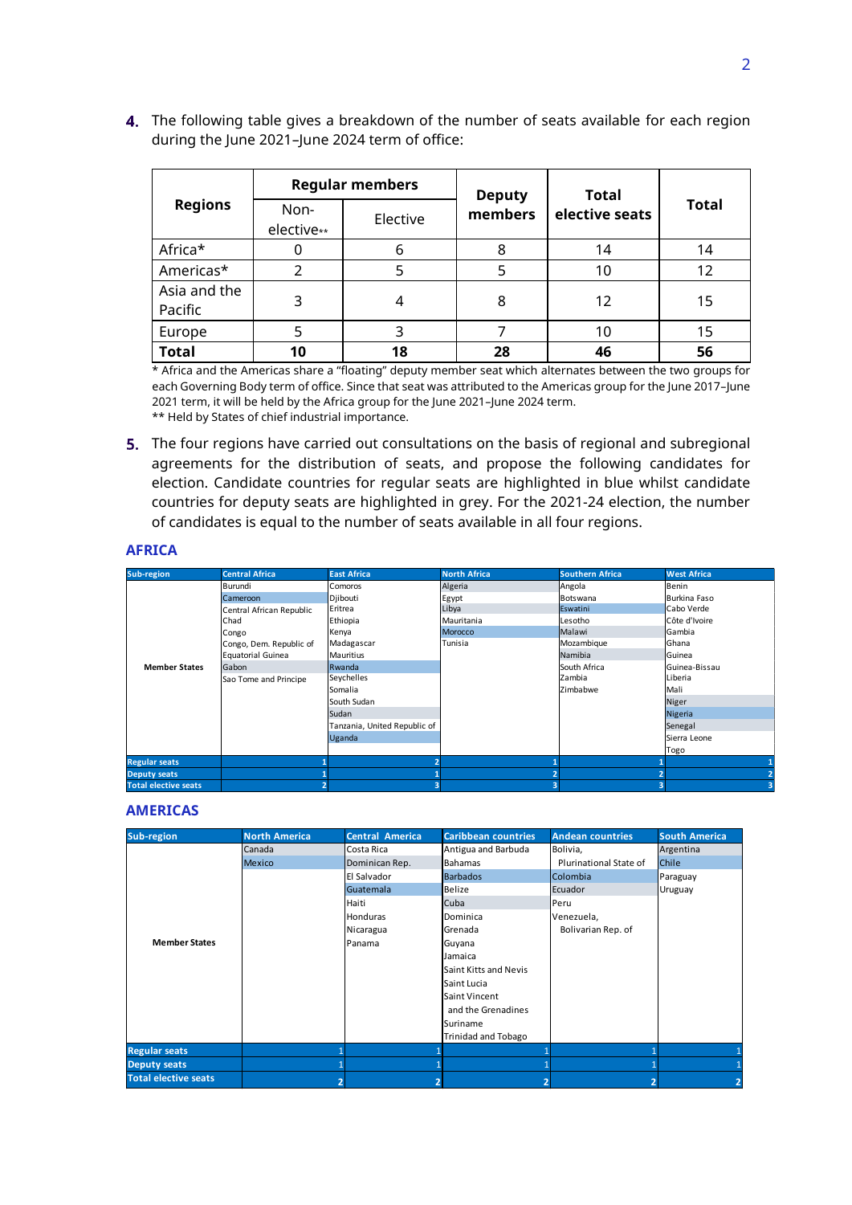4. The following table gives a breakdown of the number of seats available for each region during the June 2021–June 2024 term of office:

| Regions | Regular members | | Deputy members | Total elective seats | Total |
|---|---|---|---|---|---|
| | Non-elective** | Elective | | | |
| Africa* | 0 | 6 | 8 | 14 | 14 |
| Americas* | 2 | 5 | 5 | 10 | 12 |
| Asia and the Pacific | 3 | 4 | 8 | 12 | 15 |
| Europe | 5 | 3 | 7 | 10 | 15 |
| **Total** | **10** | **18** | **28** | **46** | **56** |

* Africa and the Americas share a "floating" deputy member seat which alternates between the two groups for each Governing Body term of office. Since that seat was attributed to the Americas group for the June 2017–June 2021 term, it will be held by the Africa group for the June 2021–June 2024 term.

** Held by States of chief industrial importance.

5. The four regions have carried out consultations on the basis of regional and subregional agreements for the distribution of seats, and propose the following candidates for election. Candidate countries for regular seats are highlighted in blue whilst candidate countries for deputy seats are highlighted in grey. For the 2021-24 election, the number of candidates is equal to the number of seats available in all four regions.

## AFRICA

| Sub-region | Central Africa | East Africa | North Africa | Southern Africa | West Africa |
|---|---|---|---|---|---|
| Member States | Burundi<br>Cameroon<br>Central African Republic<br>Chad<br>Congo<br>Congo, Dem. Republic of<br>Equatorial Guinea<br>Gabon<br>Sao Tome and Principe | Comoros<br>Djibouti<br>Eritrea<br>Ethiopia<br>Kenya<br>Madagascar<br>Mauritius<br>Rwanda<br>Seychelles<br>Somalia<br>South Sudan<br>Sudan<br>Tanzania, United Republic of<br>Uganda | Algeria<br>Egypt<br>Libya<br>Mauritania<br>Morocco<br>Tunisia | Angola<br>Botswana<br>Eswatini<br>Lesotho<br>Malawi<br>Mozambique<br>Namibia<br>South Africa<br>Zambia<br>Zimbabwe | Benin<br>Burkina Faso<br>Cabo Verde<br>Côte d'Ivoire<br>Gambia<br>Ghana<br>Guinea<br>Guinea-Bissau<br>Liberia<br>Mali<br>Niger<br>Nigeria<br>Senegal<br>Sierra Leone<br>Togo |
| Regular seats | 1 | 2 | 1 | 1 | 1 |
| Deputy seats | 1 | 1 | 2 | 2 | 2 |
| Total elective seats | 2 | 3 | 3 | 3 | 3 |

## AMERICAS

| Sub-region | North America | Central America | Caribbean countries | Andean countries | South America |
|---|---|---|---|---|---|
| Member States | Canada<br>Mexico | Costa Rica<br>Dominican Rep.<br>El Salvador<br>Guatemala<br>Haiti<br>Honduras<br>Nicaragua<br>Panama | Antigua and Barbuda<br>Bahamas<br>Barbados<br>Belize<br>Cuba<br>Dominica<br>Grenada<br>Guyana<br>Jamaica<br>Saint Kitts and Nevis<br>Saint Lucia<br>Saint Vincent and the Grenadines<br>Suriname<br>Trinidad and Tobago | Bolivia, Plurinational State of<br>Colombia<br>Ecuador<br>Peru<br>Venezuela, Bolivarian Rep. of | Argentina<br>Chile<br>Paraguay<br>Uruguay |
| Regular seats | 1 | 1 | 1 | 1 | 1 |
| Deputy seats | 1 | 1 | 1 | 1 | 1 |
| Total elective seats | 2 | 2 | 2 | 2 | 2 |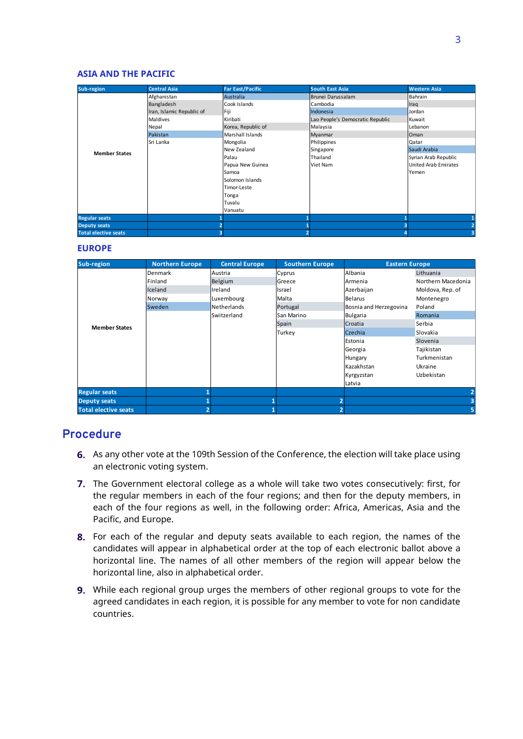## ASIA AND THE PACIFIC

| Sub-region | Central Asia | Far East/Pacific | South East Asia | Western Asia |
|---|---|---|---|---|
| Member States | Afghanistan | Australia | Brunei Darussalam | Bahrain |
| | Bangladesh | Cook Islands | Cambodia | Iraq |
| | Iran, Islamic Republic of | Fiji | Indonesia | Jordan |
| | Maldives | Kiribati | Lao People's Democratic Republic | Kuwait |
| | Nepal | Korea, Republic of | Malaysia | Lebanon |
| | Pakistan | Marshall Islands | Myanmar | Oman |
| | Sri Lanka | Mongolia | Philippines | Qatar |
| | | New Zealand | Singapore | Saudi Arabia |
| | | Palau | Thailand | Syrian Arab Republic |
| | | Papua New Guinea | Viet Nam | United Arab Emirates |
| | | Samoa | | Yemen |
| | | Solomon Islands | | |
| | | Timor-Leste | | |
| | | Tonga | | |
| | | Tuvalu | | |
| | | Vanuatu | | |
| Regular seats | 1 | 1 | 1 | 1 |
| Deputy seats | 2 | 1 | 3 | 2 |
| Total elective seats | 3 | 2 | 4 | 3 |

## EUROPE

| Sub-region | Northern Europe | Central Europe | Southern Europe | Eastern Europe | |
|---|---|---|---|---|---|
| Member States | Denmark | Austria | Cyprus | Albania | Lithuania |
| | Finland | Belgium | Greece | Armenia | Northern Macedonia |
| | Iceland | Ireland | Israel | Azerbaijan | Moldova, Rep. of |
| | Norway | Luxembourg | Malta | Belarus | Montenegro |
| | Sweden | Netherlands | Portugal | Bosnia and Herzegovina | Poland |
| | | Switzerland | San Marino | Bulgaria | Romania |
| | | | Spain | Croatia | Serbia |
| | | | Turkey | Czechia | Slovakia |
| | | | | Estonia | Slovenia |
| | | | | Georgia | Tajikistan |
| | | | | Hungary | Turkmenistan |
| | | | | Kazakhstan | Ukraine |
| | | | | Kyrgyzstan | Uzbekistan |
| | | | | Latvia | |
| Regular seats | 1 | | | | 2 |
| Deputy seats | 1 | 1 | 2 | | 3 |
| Total elective seats | 2 | 1 | 2 | | 5 |

## Procedure

6. As any other vote at the 109th Session of the Conference, the election will take place using an electronic voting system.

7. The Government electoral college as a whole will take two votes consecutively: first, for the regular members in each of the four regions; and then for the deputy members, in each of the four regions as well, in the following order: Africa, Americas, Asia and the Pacific, and Europe.

8. For each of the regular and deputy seats available to each region, the names of the candidates will appear in alphabetical order at the top of each electronic ballot above a horizontal line. The names of all other members of the region will appear below the horizontal line, also in alphabetical order.

9. While each regional group urges the members of other regional groups to vote for the agreed candidates in each region, it is possible for any member to vote for non candidate countries.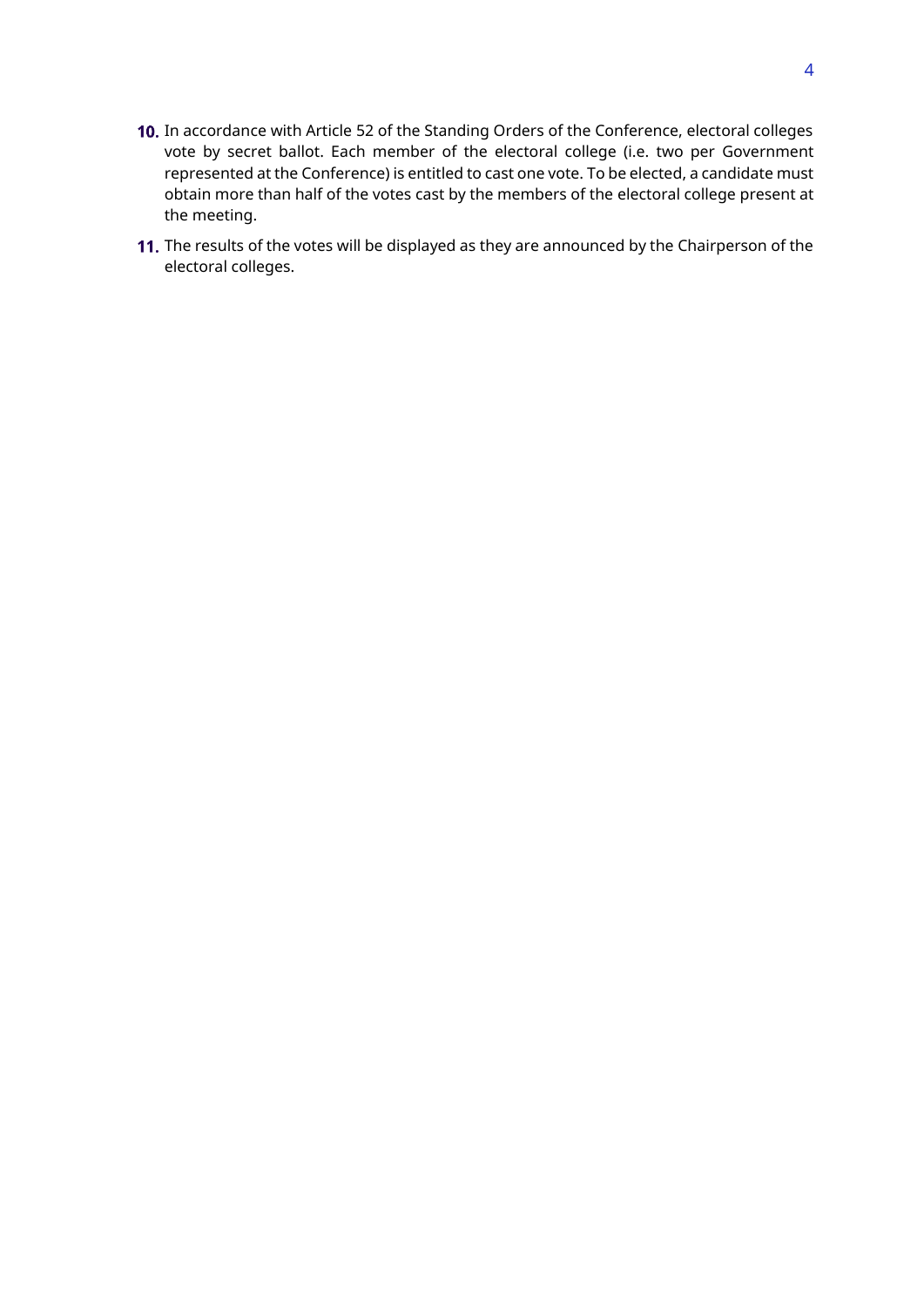10. In accordance with Article 52 of the Standing Orders of the Conference, electoral colleges vote by secret ballot. Each member of the electoral college (i.e. two per Government represented at the Conference) is entitled to cast one vote. To be elected, a candidate must obtain more than half of the votes cast by the members of the electoral college present at the meeting.

11. The results of the votes will be displayed as they are announced by the Chairperson of the electoral colleges.